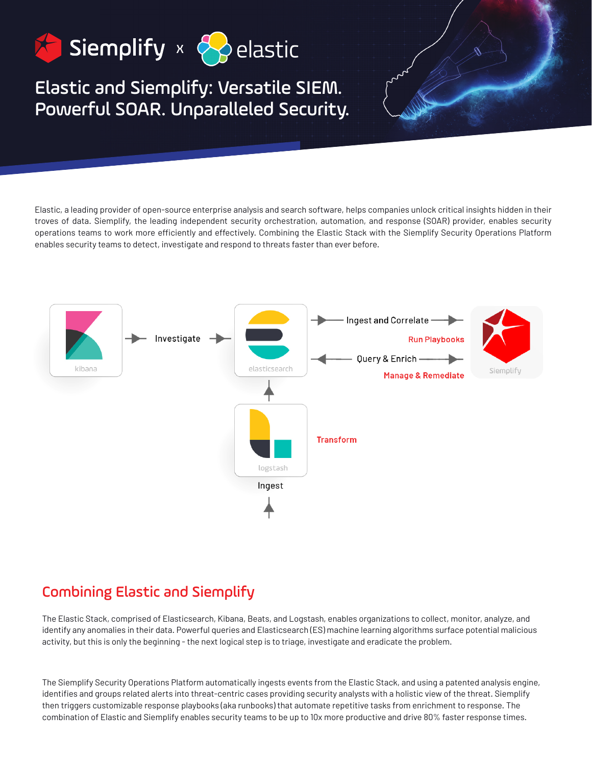# Elastic and Siemplify: Versatile SIEM. Powerful SOAR. Unparalleled Security.

Elastic, a leading provider of open-source enterprise analysis and search software, helps companies unlock critical insights hidden in their troves of data. Siemplify, the leading independent security orchestration, automation, and response (SOAR) provider, enables security operations teams to work more efficiently and effectively. Combining the Elastic Stack with the Siemplify Security Operations Platform enables security teams to detect, investigate and respond to threats faster than ever before.

kibana → Investigate → elasticsearch → Ingest and Correlate → Siemplify

Run Playbooks

elasticsearch ← Query & Enrich → Siemplify

Manage & Remediate

logstash → elasticsearch

Transform

Ingest

## Combining Elastic and Siemplify

The Elastic Stack, comprised of Elasticsearch, Kibana, Beats, and Logstash, enables organizations to collect, monitor, analyze, and identify any anomalies in their data. Powerful queries and Elasticsearch (ES) machine learning algorithms surface potential malicious activity, but this is only the beginning - the next logical step is to triage, investigate and eradicate the problem.

The Siemplify Security Operations Platform automatically ingests events from the Elastic Stack, and using a patented analysis engine, identifies and groups related alerts into threat-centric cases providing security analysts with a holistic view of the threat. Siemplify then triggers customizable response playbooks (aka runbooks) that automate repetitive tasks from enrichment to response. The combination of Elastic and Siemplify enables security teams to be up to 10x more productive and drive 80% faster response times.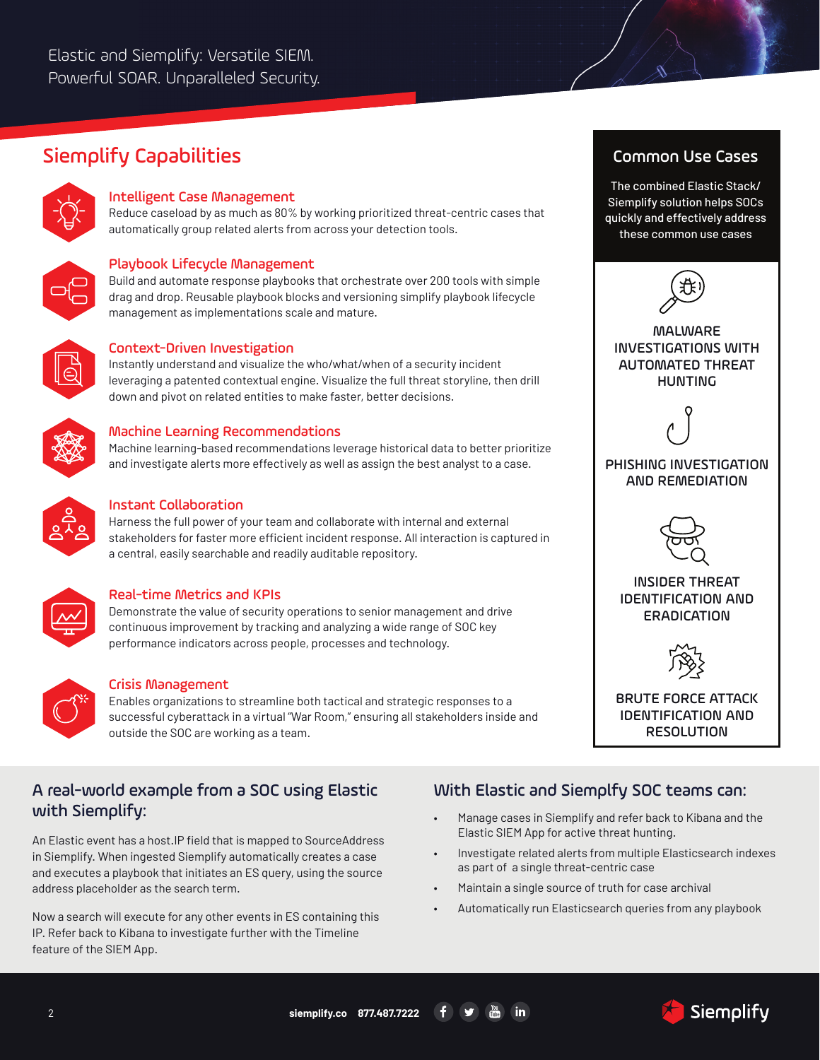Elastic and Siemplify: Versatile SIEM. Powerful SOAR. Unparalleled Security.

## Siemplify Capabilities

### Intelligent Case Management

Reduce caseload by as much as 80% by working prioritized threat-centric cases that automatically group related alerts from across your detection tools.

### Playbook Lifecycle Management

Build and automate response playbooks that orchestrate over 200 tools with simple drag and drop. Reusable playbook blocks and versioning simplify playbook lifecycle management as implementations scale and mature.

### Context-Driven Investigation

Instantly understand and visualize the who/what/when of a security incident leveraging a patented contextual engine. Visualize the full threat storyline, then drill down and pivot on related entities to make faster, better decisions.

### Machine Learning Recommendations

Machine learning-based recommendations leverage historical data to better prioritize and investigate alerts more effectively as well as assign the best analyst to a case.

### Instant Collaboration

Harness the full power of your team and collaborate with internal and external stakeholders for faster more efficient incident response. All interaction is captured in a central, easily searchable and readily auditable repository.

### Real-time Metrics and KPIs

Demonstrate the value of security operations to senior management and drive continuous improvement by tracking and analyzing a wide range of SOC key performance indicators across people, processes and technology.

### Crisis Management

Enables organizations to streamline both tactical and strategic responses to a successful cyberattack in a virtual "War Room," ensuring all stakeholders inside and outside the SOC are working as a team.

## Common Use Cases

The combined Elastic Stack/ Siemplify solution helps SOCs quickly and effectively address these common use cases

- MALWARE INVESTIGATIONS WITH AUTOMATED THREAT HUNTING
- PHISHING INVESTIGATION AND REMEDIATION
- INSIDER THREAT IDENTIFICATION AND ERADICATION
- BRUTE FORCE ATTACK IDENTIFICATION AND RESOLUTION

## A real-world example from a SOC using Elastic with Siemplify:

An Elastic event has a host.IP field that is mapped to SourceAddress in Siemplify. When ingested Siemplify automatically creates a case and executes a playbook that initiates an ES query, using the source address placeholder as the search term.

Now a search will execute for any other events in ES containing this IP. Refer back to Kibana to investigate further with the Timeline feature of the SIEM App.

## With Elastic and Siemplfy SOC teams can:

- Manage cases in Siemplify and refer back to Kibana and the Elastic SIEM App for active threat hunting.
- Investigate related alerts from multiple Elasticsearch indexes as part of a single threat-centric case
- Maintain a single source of truth for case archival
- Automatically run Elasticsearch queries from any playbook

**siemplify.co 877.487.7222**

Siemplify